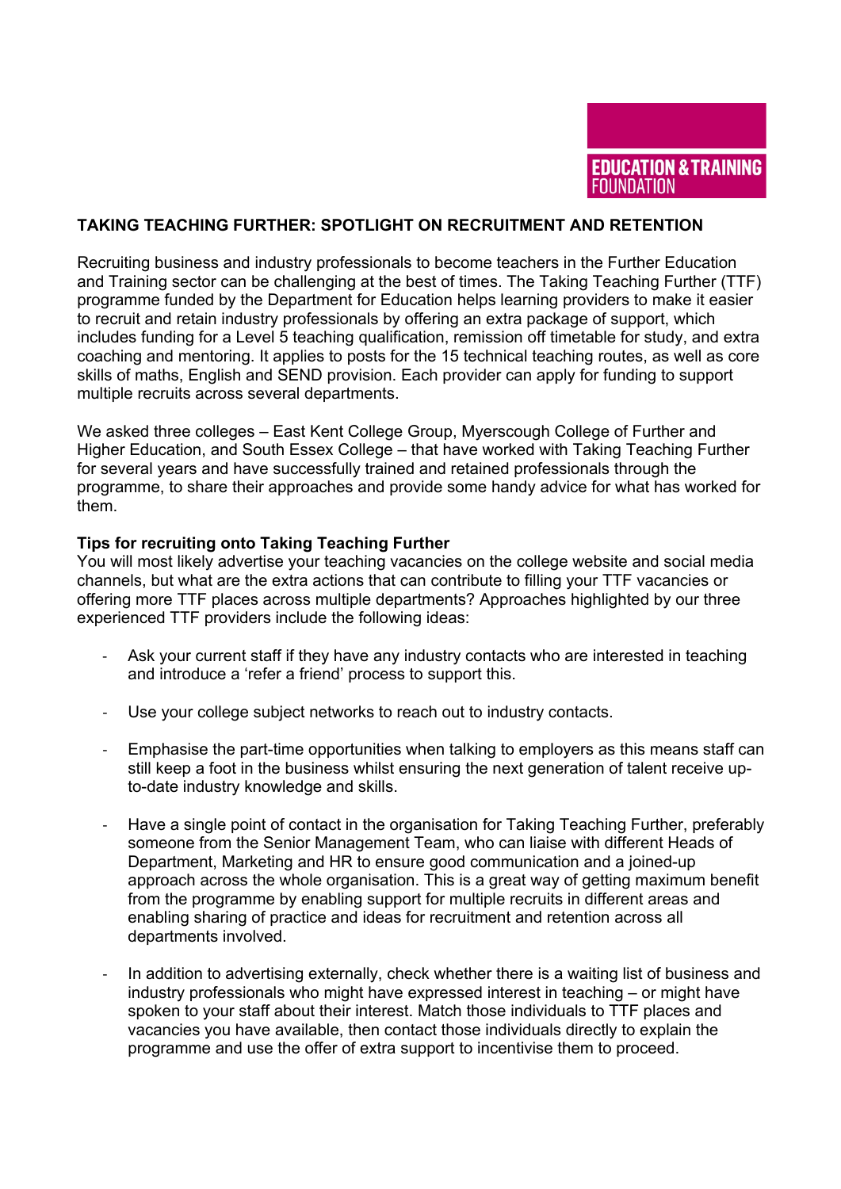EDUCATION & TRAINING FOUNDATION

# TAKING TEACHING FURTHER: SPOTLIGHT ON RECRUITMENT AND RETENTION

Recruiting business and industry professionals to become teachers in the Further Education and Training sector can be challenging at the best of times. The Taking Teaching Further (TTF) programme funded by the Department for Education helps learning providers to make it easier to recruit and retain industry professionals by offering an extra package of support, which includes funding for a Level 5 teaching qualification, remission off timetable for study, and extra coaching and mentoring. It applies to posts for the 15 technical teaching routes, as well as core skills of maths, English and SEND provision. Each provider can apply for funding to support multiple recruits across several departments.

We asked three colleges – East Kent College Group, Myerscough College of Further and Higher Education, and South Essex College – that have worked with Taking Teaching Further for several years and have successfully trained and retained professionals through the programme, to share their approaches and provide some handy advice for what has worked for them.

## Tips for recruiting onto Taking Teaching Further

You will most likely advertise your teaching vacancies on the college website and social media channels, but what are the extra actions that can contribute to filling your TTF vacancies or offering more TTF places across multiple departments? Approaches highlighted by our three experienced TTF providers include the following ideas:

- Ask your current staff if they have any industry contacts who are interested in teaching and introduce a 'refer a friend' process to support this.
- Use your college subject networks to reach out to industry contacts.
- Emphasise the part-time opportunities when talking to employers as this means staff can still keep a foot in the business whilst ensuring the next generation of talent receive up-to-date industry knowledge and skills.
- Have a single point of contact in the organisation for Taking Teaching Further, preferably someone from the Senior Management Team, who can liaise with different Heads of Department, Marketing and HR to ensure good communication and a joined-up approach across the whole organisation. This is a great way of getting maximum benefit from the programme by enabling support for multiple recruits in different areas and enabling sharing of practice and ideas for recruitment and retention across all departments involved.
- In addition to advertising externally, check whether there is a waiting list of business and industry professionals who might have expressed interest in teaching – or might have spoken to your staff about their interest. Match those individuals to TTF places and vacancies you have available, then contact those individuals directly to explain the programme and use the offer of extra support to incentivise them to proceed.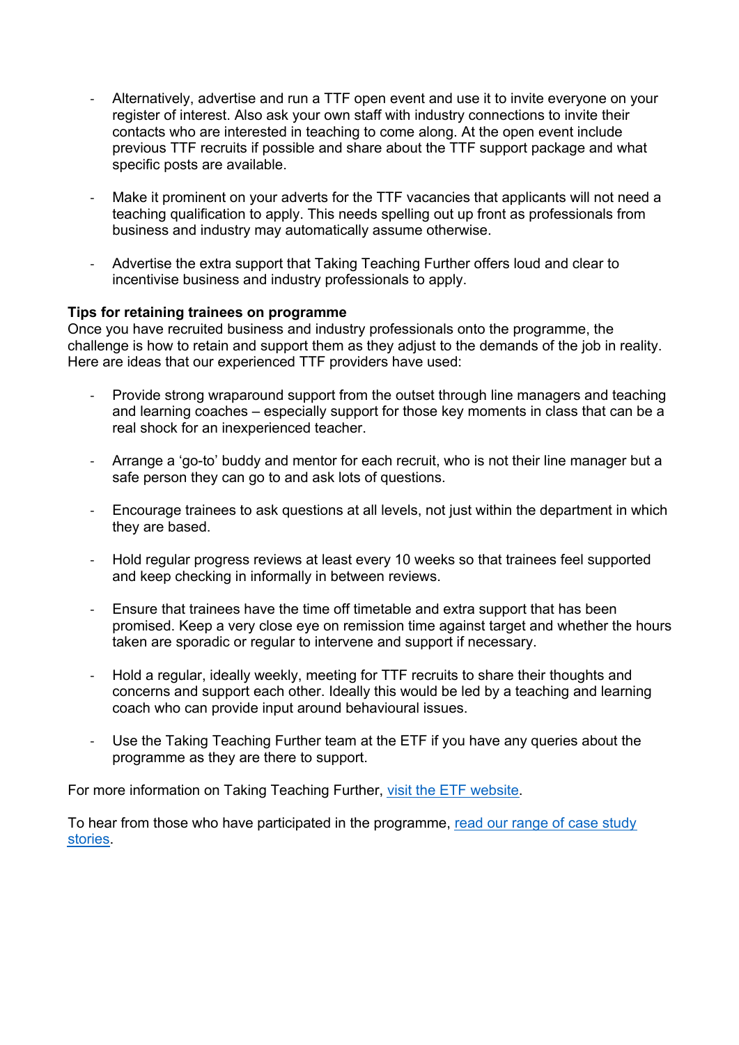- Alternatively, advertise and run a TTF open event and use it to invite everyone on your register of interest. Also ask your own staff with industry connections to invite their contacts who are interested in teaching to come along. At the open event include previous TTF recruits if possible and share about the TTF support package and what specific posts are available.

- Make it prominent on your adverts for the TTF vacancies that applicants will not need a teaching qualification to apply. This needs spelling out up front as professionals from business and industry may automatically assume otherwise.

- Advertise the extra support that Taking Teaching Further offers loud and clear to incentivise business and industry professionals to apply.

**Tips for retaining trainees on programme**

Once you have recruited business and industry professionals onto the programme, the challenge is how to retain and support them as they adjust to the demands of the job in reality. Here are ideas that our experienced TTF providers have used:

- Provide strong wraparound support from the outset through line managers and teaching and learning coaches – especially support for those key moments in class that can be a real shock for an inexperienced teacher.

- Arrange a 'go-to' buddy and mentor for each recruit, who is not their line manager but a safe person they can go to and ask lots of questions.

- Encourage trainees to ask questions at all levels, not just within the department in which they are based.

- Hold regular progress reviews at least every 10 weeks so that trainees feel supported and keep checking in informally in between reviews.

- Ensure that trainees have the time off timetable and extra support that has been promised. Keep a very close eye on remission time against target and whether the hours taken are sporadic or regular to intervene and support if necessary.

- Hold a regular, ideally weekly, meeting for TTF recruits to share their thoughts and concerns and support each other. Ideally this would be led by a teaching and learning coach who can provide input around behavioural issues.

- Use the Taking Teaching Further team at the ETF if you have any queries about the programme as they are there to support.

For more information on Taking Teaching Further, visit the ETF website.

To hear from those who have participated in the programme, read our range of case study stories.